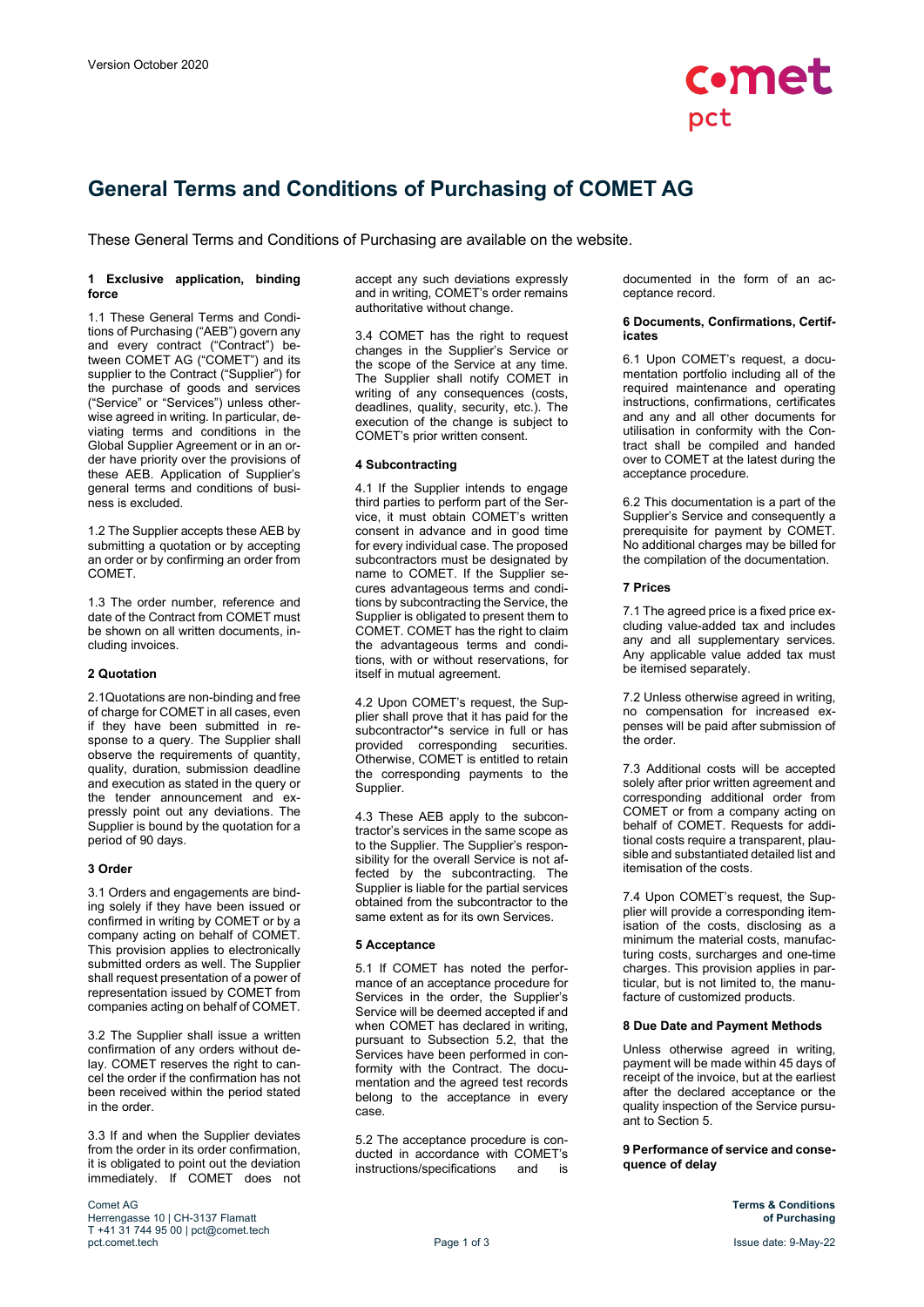Version October 2020

# General Terms and Conditions of Purchasing of COMET AG

These General Terms and Conditions of Purchasing are available on the website.

### 1 Exclusive application, binding force

1.1 These General Terms and Conditions of Purchasing ("AEB") govern any and every contract ("Contract") between COMET AG ("COMET") and its supplier to the Contract ("Supplier") for the purchase of goods and services ("Service" or "Services") unless otherwise agreed in writing. In particular, deviating terms and conditions in the Global Supplier Agreement or in an order have priority over the provisions of these AEB. Application of Supplier's general terms and conditions of business is excluded.

1.2 The Supplier accepts these AEB by submitting a quotation or by accepting an order or by confirming an order from COMET.

1.3 The order number, reference and date of the Contract from COMET must be shown on all written documents, including invoices.

### 2 Quotation

2.1Quotations are non-binding and free of charge for COMET in all cases, even if they have been submitted in response to a query. The Supplier shall observe the requirements of quantity, quality, duration, submission deadline and execution as stated in the query or the tender announcement and expressly point out any deviations. The Supplier is bound by the quotation for a period of 90 days.

### 3 Order

3.1 Orders and engagements are binding solely if they have been issued or confirmed in writing by COMET or by a company acting on behalf of COMET. This provision applies to electronically submitted orders as well. The Supplier shall request presentation of a power of representation issued by COMET from companies acting on behalf of COMET.

3.2 The Supplier shall issue a written confirmation of any orders without delay. COMET reserves the right to cancel the order if the confirmation has not been received within the period stated in the order.

3.3 If and when the Supplier deviates from the order in its order confirmation, it is obligated to point out the deviation immediately. If COMET does not accept any such deviations expressly and in writing, COMET's order remains authoritative without change.

3.4 COMET has the right to request changes in the Supplier's Service or the scope of the Service at any time. The Supplier shall notify COMET in writing of any consequences (costs, deadlines, quality, security, etc.). The execution of the change is subject to COMET's prior written consent.

### 4 Subcontracting

4.1 If the Supplier intends to engage third parties to perform part of the Service, it must obtain COMET's written consent in advance and in good time for every individual case. The proposed subcontractors must be designated by name to COMET. If the Supplier secures advantageous terms and conditions by subcontracting the Service, the Supplier is obligated to present them to COMET. COMET has the right to claim the advantageous terms and conditions, with or without reservations, for itself in mutual agreement.

4.2 Upon COMET's request, the Supplier shall prove that it has paid for the subcontractor'*s service in full or has provided corresponding securities. Otherwise, COMET is entitled to retain the corresponding payments to the Supplier.

4.3 These AEB apply to the subcontractor's services in the same scope as to the Supplier. The Supplier's responsibility for the overall Service is not affected by the subcontracting. The Supplier is liable for the partial services obtained from the subcontractor to the same extent as for its own Services.

### 5 Acceptance

5.1 If COMET has noted the performance of an acceptance procedure for Services in the order, the Supplier's Service will be deemed accepted if and when COMET has declared in writing, pursuant to Subsection 5.2, that the Services have been performed in conformity with the Contract. The documentation and the agreed test records belong to the acceptance in every case.

5.2 The acceptance procedure is conducted in accordance with COMET's instructions/specifications and is documented in the form of an acceptance record.

### 6 Documents, Confirmations, Certificates

6.1 Upon COMET's request, a documentation portfolio including all of the required maintenance and operating instructions, confirmations, certificates and any and all other documents for utilisation in conformity with the Contract shall be compiled and handed over to COMET at the latest during the acceptance procedure.

6.2 This documentation is a part of the Supplier's Service and consequently a prerequisite for payment by COMET. No additional charges may be billed for the compilation of the documentation.

### 7 Prices

7.1 The agreed price is a fixed price excluding value-added tax and includes any and all supplementary services. Any applicable value added tax must be itemised separately.

7.2 Unless otherwise agreed in writing, no compensation for increased expenses will be paid after submission of the order.

7.3 Additional costs will be accepted solely after prior written agreement and corresponding additional order from COMET or from a company acting on behalf of COMET. Requests for additional costs require a transparent, plausible and substantiated detailed list and itemisation of the costs.

7.4 Upon COMET's request, the Supplier will provide a corresponding itemisation of the costs, disclosing as a minimum the material costs, manufacturing costs, surcharges and one-time charges. This provision applies in particular, but is not limited to, the manufacture of customized products.

### 8 Due Date and Payment Methods

Unless otherwise agreed in writing, payment will be made within 45 days of receipt of the invoice, but at the earliest after the declared acceptance or the quality inspection of the Service pursuant to Section 5.

### 9 Performance of service and consequence of delay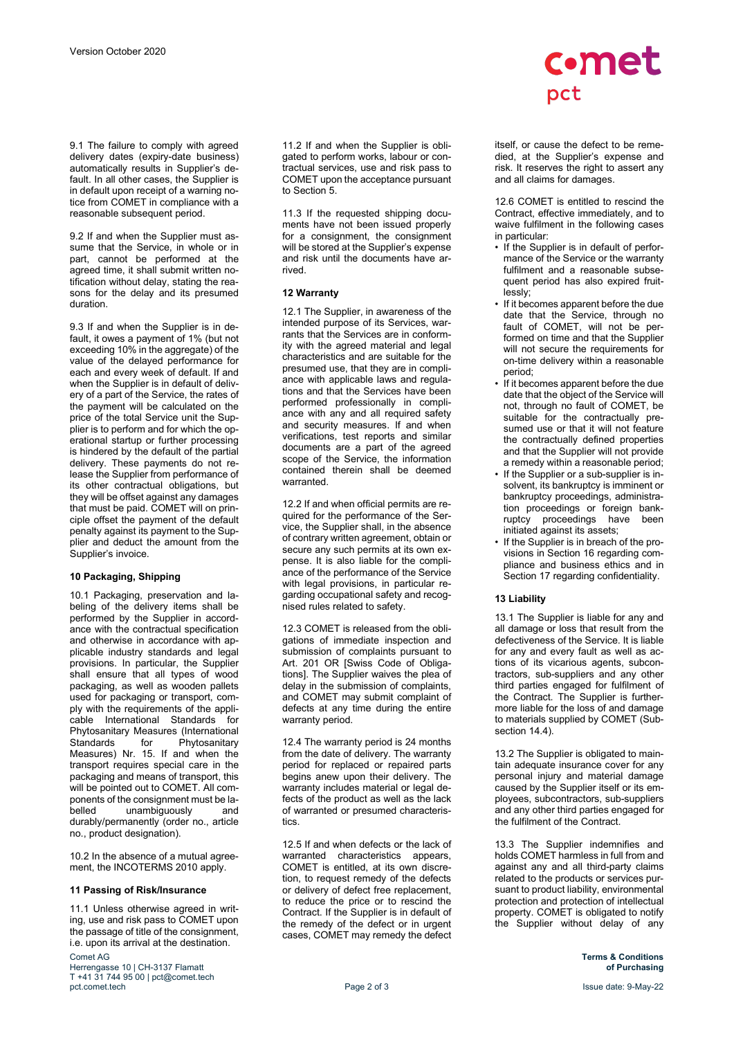9.1 The failure to comply with agreed delivery dates (expiry-date business) automatically results in Supplier's default. In all other cases, the Supplier is in default upon receipt of a warning notice from COMET in compliance with a reasonable subsequent period.

9.2 If and when the Supplier must assume that the Service, in whole or in part, cannot be performed at the agreed time, it shall submit written notification without delay, stating the reasons for the delay and its presumed duration.

9.3 If and when the Supplier is in default, it owes a payment of 1% (but not exceeding 10% in the aggregate) of the value of the delayed performance for each and every week of default. If and when the Supplier is in default of delivery of a part of the Service, the rates of the payment will be calculated on the price of the total Service unit the Supplier is to perform and for which the operational startup or further processing is hindered by the default of the partial delivery. These payments do not release the Supplier from performance of its other contractual obligations, but they will be offset against any damages that must be paid. COMET will on principle offset the payment of the default penalty against its payment to the Supplier and deduct the amount from the Supplier's invoice.

### 10 Packaging, Shipping

10.1 Packaging, preservation and labeling of the delivery items shall be performed by the Supplier in accordance with the contractual specification and otherwise in accordance with applicable industry standards and legal provisions. In particular, the Supplier shall ensure that all types of wood packaging, as well as wooden pallets used for packaging or transport, comply with the requirements of the applicable International Standards for Phytosanitary Measures (International Standards for Phytosanitary Measures) Nr. 15. If and when the transport requires special care in the packaging and means of transport, this will be pointed out to COMET. All components of the consignment must be labelled unambiguously and durably/permanently (order no., article no., product designation).

10.2 In the absence of a mutual agreement, the INCOTERMS 2010 apply.

### 11 Passing of Risk/Insurance

11.1 Unless otherwise agreed in writing, use and risk pass to COMET upon the passage of title of the consignment, i.e. upon its arrival at the destination.

11.2 If and when the Supplier is obligated to perform works, labour or contractual services, use and risk pass to COMET upon the acceptance pursuant to Section 5.

11.3 If the requested shipping documents have not been issued properly for a consignment, the consignment will be stored at the Supplier's expense and risk until the documents have arrived.

### 12 Warranty

12.1 The Supplier, in awareness of the intended purpose of its Services, warrants that the Services are in conformity with the agreed material and legal characteristics and are suitable for the presumed use, that they are in compliance with applicable laws and regulations and that the Services have been performed professionally in compliance with any and all required safety and security measures. If and when verifications, test reports and similar documents are a part of the agreed scope of the Service, the information contained therein shall be deemed warranted.

12.2 If and when official permits are required for the performance of the Service, the Supplier shall, in the absence of contrary written agreement, obtain or secure any such permits at its own expense. It is also liable for the compliance of the performance of the Service with legal provisions, in particular regarding occupational safety and recognised rules related to safety.

12.3 COMET is released from the obligations of immediate inspection and submission of complaints pursuant to Art. 201 OR [Swiss Code of Obligations]. The Supplier waives the plea of delay in the submission of complaints, and COMET may submit complaint of defects at any time during the entire warranty period.

12.4 The warranty period is 24 months from the date of delivery. The warranty period for replaced or repaired parts begins anew upon their delivery. The warranty includes material or legal defects of the product as well as the lack of warranted or presumed characteristics.

12.5 If and when defects or the lack of warranted characteristics appears, COMET is entitled, at its own discretion, to request remedy of the defects or delivery of defect free replacement, to reduce the price or to rescind the Contract. If the Supplier is in default of the remedy of the defect or in urgent cases, COMET may remedy the defect itself, or cause the defect to be remedied, at the Supplier's expense and risk. It reserves the right to assert any and all claims for damages.

12.6 COMET is entitled to rescind the Contract, effective immediately, and to waive fulfilment in the following cases in particular:

- If the Supplier is in default of performance of the Service or the warranty fulfilment and a reasonable subsequent period has also expired fruitlessly;
- If it becomes apparent before the due date that the Service, through no fault of COMET, will not be performed on time and that the Supplier will not secure the requirements for on-time delivery within a reasonable period;
- If it becomes apparent before the due date that the object of the Service will not, through no fault of COMET, be suitable for the contractually presumed use or that it will not feature the contractually defined properties and that the Supplier will not provide a remedy within a reasonable period;
- If the Supplier or a sub-supplier is insolvent, its bankruptcy is imminent or bankruptcy proceedings, administration proceedings or foreign bankruptcy proceedings have been initiated against its assets;
- If the Supplier is in breach of the provisions in Section 16 regarding compliance and business ethics and in Section 17 regarding confidentiality.

### 13 Liability

13.1 The Supplier is liable for any and all damage or loss that result from the defectiveness of the Service. It is liable for any and every fault as well as actions of its vicarious agents, subcontractors, sub-suppliers and any other third parties engaged for fulfilment of the Contract. The Supplier is furthermore liable for the loss of and damage to materials supplied by COMET (Subsection 14.4).

13.2 The Supplier is obligated to maintain adequate insurance cover for any personal injury and material damage caused by the Supplier itself or its employees, subcontractors, sub-suppliers and any other third parties engaged for the fulfilment of the Contract.

13.3 The Supplier indemnifies and holds COMET harmless in full from and against any and all third-party claims related to the products or services pursuant to product liability, environmental protection and protection of intellectual property. COMET is obligated to notify the Supplier without delay of any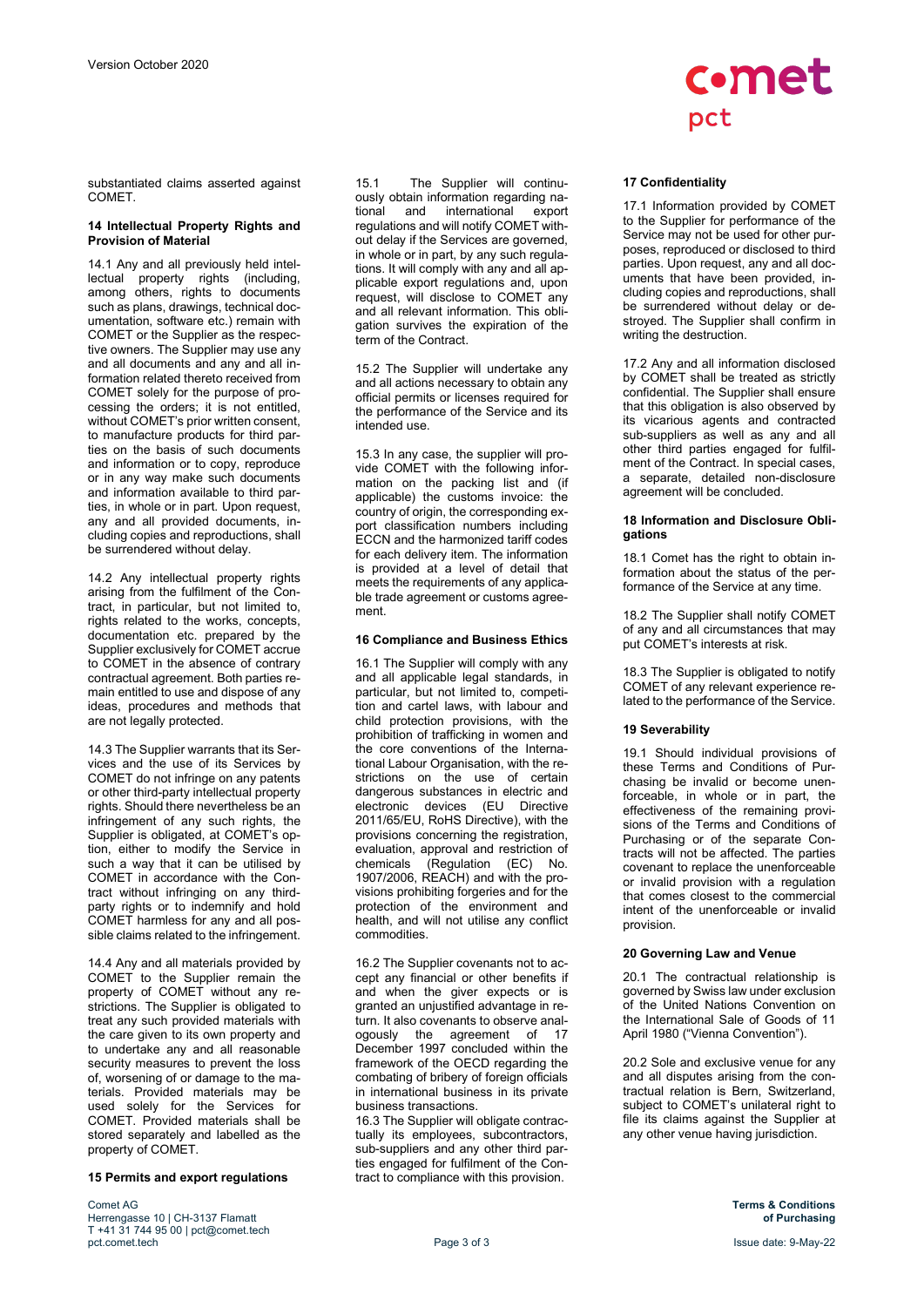substantiated claims asserted against COMET.

**14 Intellectual Property Rights and Provision of Material**

14.1 Any and all previously held intellectual property rights (including, among others, rights to documents such as plans, drawings, technical documentation, software etc.) remain with COMET or the Supplier as the respective owners. The Supplier may use any and all documents and any and all information related thereto received from COMET solely for the purpose of processing the orders; it is not entitled, without COMET's prior written consent, to manufacture products for third parties on the basis of such documents and information or to copy, reproduce or in any way make such documents and information available to third parties, in whole or in part. Upon request, any and all provided documents, including copies and reproductions, shall be surrendered without delay.

14.2 Any intellectual property rights arising from the fulfilment of the Contract, in particular, but not limited to, rights related to the works, concepts, documentation etc. prepared by the Supplier exclusively for COMET accrue to COMET in the absence of contrary contractual agreement. Both parties remain entitled to use and dispose of any ideas, procedures and methods that are not legally protected.

14.3 The Supplier warrants that its Services and the use of its Services by COMET do not infringe on any patents or other third-party intellectual property rights. Should there nevertheless be an infringement of any such rights, the Supplier is obligated, at COMET's option, either to modify the Service in such a way that it can be utilised by COMET in accordance with the Contract without infringing on any third-party rights or to indemnify and hold COMET harmless for any and all possible claims related to the infringement.

14.4 Any and all materials provided by COMET to the Supplier remain the property of COMET without any restrictions. The Supplier is obligated to treat any such provided materials with the care given to its own property and to undertake any and all reasonable security measures to prevent the loss of, worsening of or damage to the materials. Provided materials may be used solely for the Services for COMET. Provided materials shall be stored separately and labelled as the property of COMET.

**15 Permits and export regulations**

15.1 The Supplier will continuously obtain information regarding national and international export regulations and will notify COMET without delay if the Services are governed, in whole or in part, by any such regulations. It will comply with any and all applicable export regulations and, upon request, will disclose to COMET any and all relevant information. This obligation survives the expiration of the term of the Contract.

15.2 The Supplier will undertake any and all actions necessary to obtain any official permits or licenses required for the performance of the Service and its intended use.

15.3 In any case, the supplier will provide COMET with the following information on the packing list and (if applicable) the customs invoice: the country of origin, the corresponding export classification numbers including ECCN and the harmonized tariff codes for each delivery item. The information is provided at a level of detail that meets the requirements of any applicable trade agreement or customs agreement.

**16 Compliance and Business Ethics**

16.1 The Supplier will comply with any and all applicable legal standards, in particular, but not limited to, competition and cartel laws, with labour and child protection provisions, with the prohibition of trafficking in women and the core conventions of the International Labour Organisation, with the restrictions on the use of certain dangerous substances in electric and electronic devices (EU Directive 2011/65/EU, RoHS Directive), with the provisions concerning the registration, evaluation, approval and restriction of chemicals (Regulation (EC) No. 1907/2006, REACH) and with the provisions prohibiting forgeries and for the protection of the environment and health, and will not utilise any conflict commodities.

16.2 The Supplier covenants not to accept any financial or other benefits if and when the giver expects or is granted an unjustified advantage in return. It also covenants to observe analogously the agreement of 17 December 1997 concluded within the framework of the OECD regarding the combating of bribery of foreign officials in international business in its private business transactions.

16.3 The Supplier will obligate contractually its employees, subcontractors, sub-suppliers and any other third parties engaged for fulfilment of the Contract to compliance with this provision.

**17 Confidentiality**

17.1 Information provided by COMET to the Supplier for performance of the Service may not be used for other purposes, reproduced or disclosed to third parties. Upon request, any and all documents that have been provided, including copies and reproductions, shall be surrendered without delay or destroyed. The Supplier shall confirm in writing the destruction.

17.2 Any and all information disclosed by COMET shall be treated as strictly confidential. The Supplier shall ensure that this obligation is also observed by its vicarious agents and contracted sub-suppliers as well as any and all other third parties engaged for fulfilment of the Contract. In special cases, a separate, detailed non-disclosure agreement will be concluded.

**18 Information and Disclosure Obligations**

18.1 Comet has the right to obtain information about the status of the performance of the Service at any time.

18.2 The Supplier shall notify COMET of any and all circumstances that may put COMET's interests at risk.

18.3 The Supplier is obligated to notify COMET of any relevant experience related to the performance of the Service.

**19 Severability**

19.1 Should individual provisions of these Terms and Conditions of Purchasing be invalid or become unenforceable, in whole or in part, the effectiveness of the remaining provisions of the Terms and Conditions of Purchasing or of the separate Contracts will not be affected. The parties covenant to replace the unenforceable or invalid provision with a regulation that comes closest to the commercial intent of the unenforceable or invalid provision.

**20 Governing Law and Venue**

20.1 The contractual relationship is governed by Swiss law under exclusion of the United Nations Convention on the International Sale of Goods of 11 April 1980 ("Vienna Convention").

20.2 Sole and exclusive venue for any and all disputes arising from the contractual relation is Bern, Switzerland, subject to COMET's unilateral right to file its claims against the Supplier at any other venue having jurisdiction.